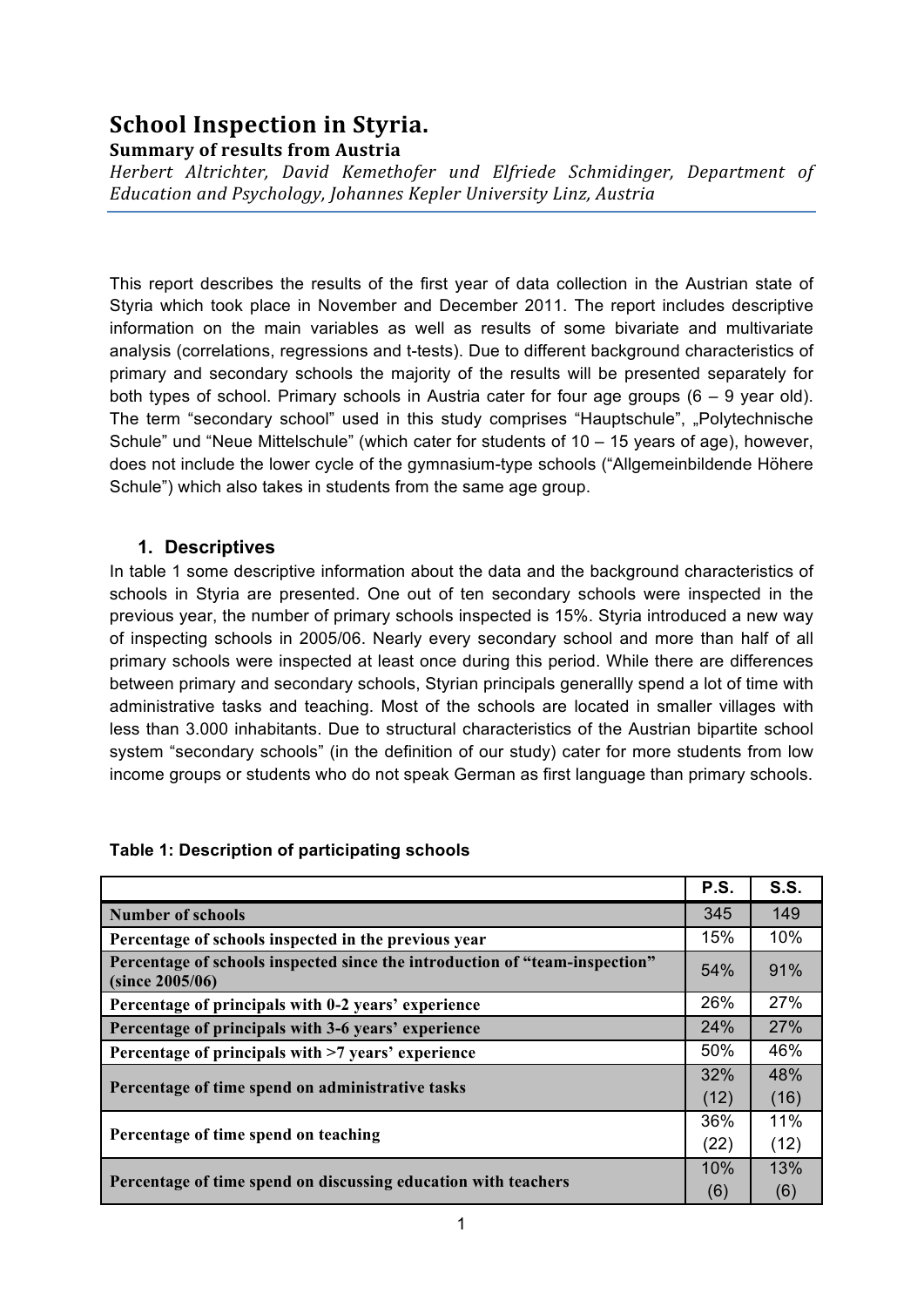# School Inspection in Styria.

## Summary of results from Austria

*Herbert Altrichter, David Kemethofer und Elfriede Schmidinger, Department of Education and Psychology, Johannes Kepler University Linz, Austria*

This report describes the results of the first year of data collection in the Austrian state of Styria which took place in November and December 2011. The report includes descriptive information on the main variables as well as results of some bivariate and multivariate analysis (correlations, regressions and t-tests). Due to different background characteristics of primary and secondary schools the majority of the results will be presented separately for both types of school. Primary schools in Austria cater for four age groups (6 – 9 year old). The term "secondary school" used in this study comprises "Hauptschule", „Polytechnische Schule" und "Neue Mittelschule" (which cater for students of 10 – 15 years of age), however, does not include the lower cycle of the gymnasium-type schools ("Allgemeinbildende Höhere Schule") which also takes in students from the same age group.

### 1. Descriptives

In table 1 some descriptive information about the data and the background characteristics of schools in Styria are presented. One out of ten secondary schools were inspected in the previous year, the number of primary schools inspected is 15%. Styria introduced a new way of inspecting schools in 2005/06. Nearly every secondary school and more than half of all primary schools were inspected at least once during this period. While there are differences between primary and secondary schools, Styrian principals generallly spend a lot of time with administrative tasks and teaching. Most of the schools are located in smaller villages with less than 3.000 inhabitants. Due to structural characteristics of the Austrian bipartite school system "secondary schools" (in the definition of our study) cater for more students from low income groups or students who do not speak German as first language than primary schools.

**Table 1: Description of participating schools**

| | P.S. | S.S. |
|---|---|---|
| **Number of schools** | 345 | 149 |
| **Percentage of schools inspected in the previous year** | 15% | 10% |
| **Percentage of schools inspected since the introduction of "team-inspection" (since 2005/06)** | 54% | 91% |
| **Percentage of principals with 0-2 years' experience** | 26% | 27% |
| **Percentage of principals with 3-6 years' experience** | 24% | 27% |
| **Percentage of principals with >7 years' experience** | 50% | 46% |
| **Percentage of time spend on administrative tasks** | 32% (12) | 48% (16) |
| **Percentage of time spend on teaching** | 36% (22) | 11% (12) |
| **Percentage of time spend on discussing education with teachers** | 10% (6) | 13% (6) |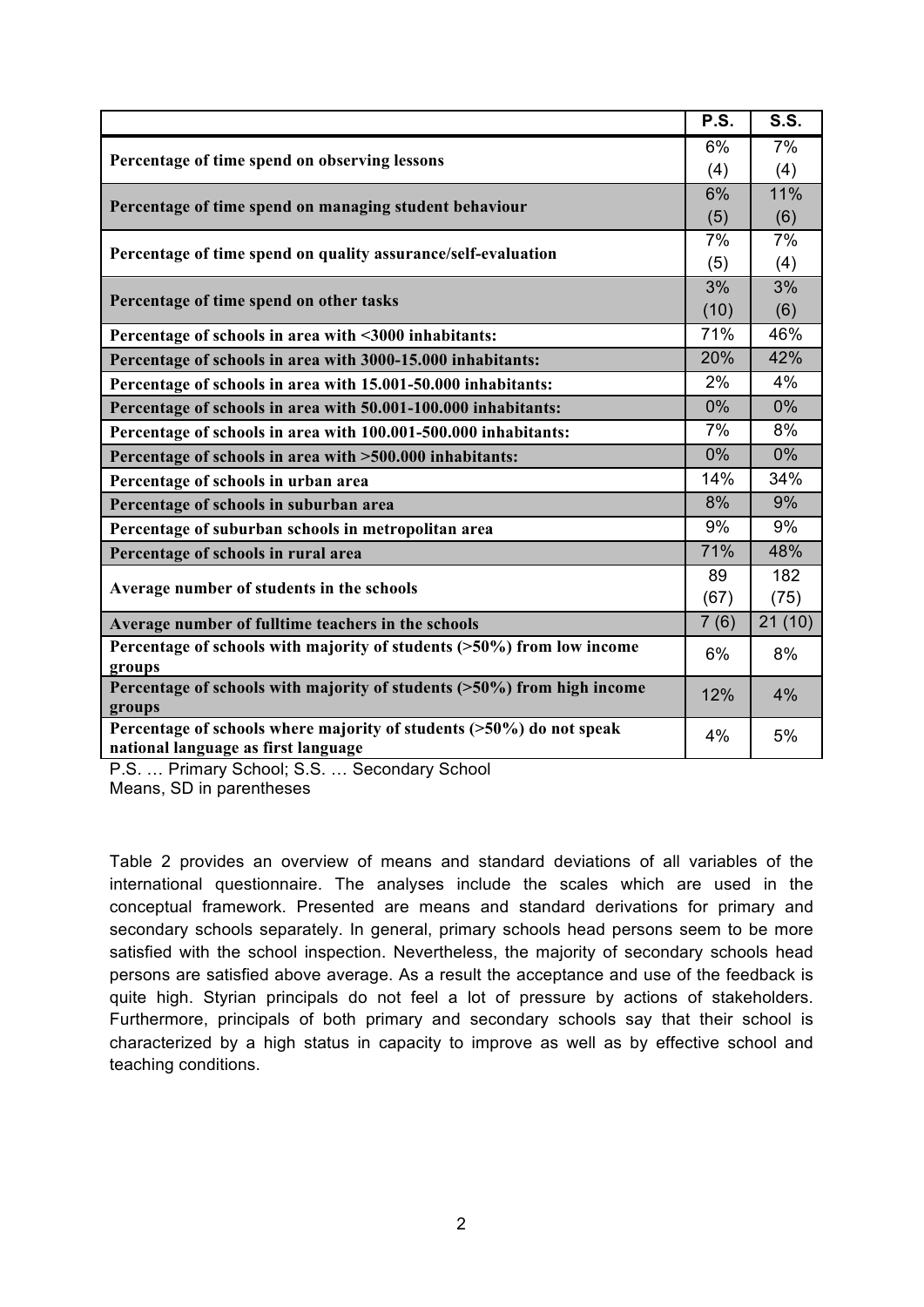| | P.S. | S.S. |
|---|---|---|
| **Percentage of time spend on observing lessons** | 6% (4) | 7% (4) |
| **Percentage of time spend on managing student behaviour** | 6% (5) | 11% (6) |
| **Percentage of time spend on quality assurance/self-evaluation** | 7% (5) | 7% (4) |
| **Percentage of time spend on other tasks** | 3% (10) | 3% (6) |
| **Percentage of schools in area with <3000 inhabitants:** | 71% | 46% |
| **Percentage of schools in area with 3000-15.000 inhabitants:** | 20% | 42% |
| **Percentage of schools in area with 15.001-50.000 inhabitants:** | 2% | 4% |
| **Percentage of schools in area with 50.001-100.000 inhabitants:** | 0% | 0% |
| **Percentage of schools in area with 100.001-500.000 inhabitants:** | 7% | 8% |
| **Percentage of schools in area with >500.000 inhabitants:** | 0% | 0% |
| **Percentage of schools in urban area** | 14% | 34% |
| **Percentage of schools in suburban area** | 8% | 9% |
| **Percentage of suburban schools in metropolitan area** | 9% | 9% |
| **Percentage of schools in rural area** | 71% | 48% |
| **Average number of students in the schools** | 89 (67) | 182 (75) |
| **Average number of fulltime teachers in the schools** | 7 (6) | 21 (10) |
| **Percentage of schools with majority of students (>50%) from low income groups** | 6% | 8% |
| **Percentage of schools with majority of students (>50%) from high income groups** | 12% | 4% |
| **Percentage of schools where majority of students (>50%) do not speak national language as first language** | 4% | 5% |

P.S. … Primary School; S.S. … Secondary School
Means, SD in parentheses

Table 2 provides an overview of means and standard deviations of all variables of the international questionnaire. The analyses include the scales which are used in the conceptual framework. Presented are means and standard derivations for primary and secondary schools separately. In general, primary schools head persons seem to be more satisfied with the school inspection. Nevertheless, the majority of secondary schools head persons are satisfied above average. As a result the acceptance and use of the feedback is quite high. Styrian principals do not feel a lot of pressure by actions of stakeholders. Furthermore, principals of both primary and secondary schools say that their school is characterized by a high status in capacity to improve as well as by effective school and teaching conditions.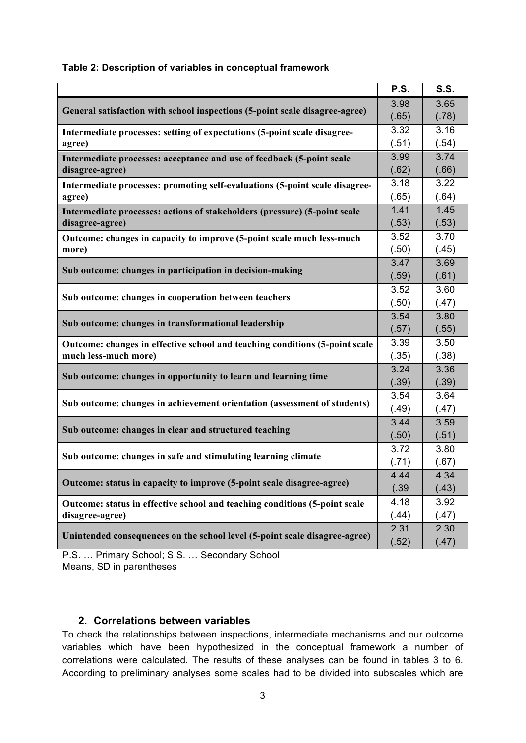**Table 2: Description of variables in conceptual framework**

| | P.S. | S.S. |
|---|---|---|
| **General satisfaction with school inspections (5-point scale disagree-agree)** | 3.98 (.65) | 3.65 (.78) |
| **Intermediate processes: setting of expectations (5-point scale disagree-agree)** | 3.32 (.51) | 3.16 (.54) |
| **Intermediate processes: acceptance and use of feedback (5-point scale disagree-agree)** | 3.99 (.62) | 3.74 (.66) |
| **Intermediate processes: promoting self-evaluations (5-point scale disagree-agree)** | 3.18 (.65) | 3.22 (.64) |
| **Intermediate processes: actions of stakeholders (pressure) (5-point scale disagree-agree)** | 1.41 (.53) | 1.45 (.53) |
| **Outcome: changes in capacity to improve (5-point scale much less-much more)** | 3.52 (.50) | 3.70 (.45) |
| **Sub outcome: changes in participation in decision-making** | 3.47 (.59) | 3.69 (.61) |
| **Sub outcome: changes in cooperation between teachers** | 3.52 (.50) | 3.60 (.47) |
| **Sub outcome: changes in transformational leadership** | 3.54 (.57) | 3.80 (.55) |
| **Outcome: changes in effective school and teaching conditions (5-point scale much less-much more)** | 3.39 (.35) | 3.50 (.38) |
| **Sub outcome: changes in opportunity to learn and learning time** | 3.24 (.39) | 3.36 (.39) |
| **Sub outcome: changes in achievement orientation (assessment of students)** | 3.54 (.49) | 3.64 (.47) |
| **Sub outcome: changes in clear and structured teaching** | 3.44 (.50) | 3.59 (.51) |
| **Sub outcome: changes in safe and stimulating learning climate** | 3.72 (.71) | 3.80 (.67) |
| **Outcome: status in capacity to improve (5-point scale disagree-agree)** | 4.44 (.39 | 4.34 (.43) |
| **Outcome: status in effective school and teaching conditions (5-point scale disagree-agree)** | 4.18 (.44) | 3.92 (.47) |
| **Unintended consequences on the school level (5-point scale disagree-agree)** | 2.31 (.52) | 2.30 (.47) |

P.S. … Primary School; S.S. … Secondary School
Means, SD in parentheses

## 2. Correlations between variables

To check the relationships between inspections, intermediate mechanisms and our outcome variables which have been hypothesized in the conceptual framework a number of correlations were calculated. The results of these analyses can be found in tables 3 to 6. According to preliminary analyses some scales had to be divided into subscales which are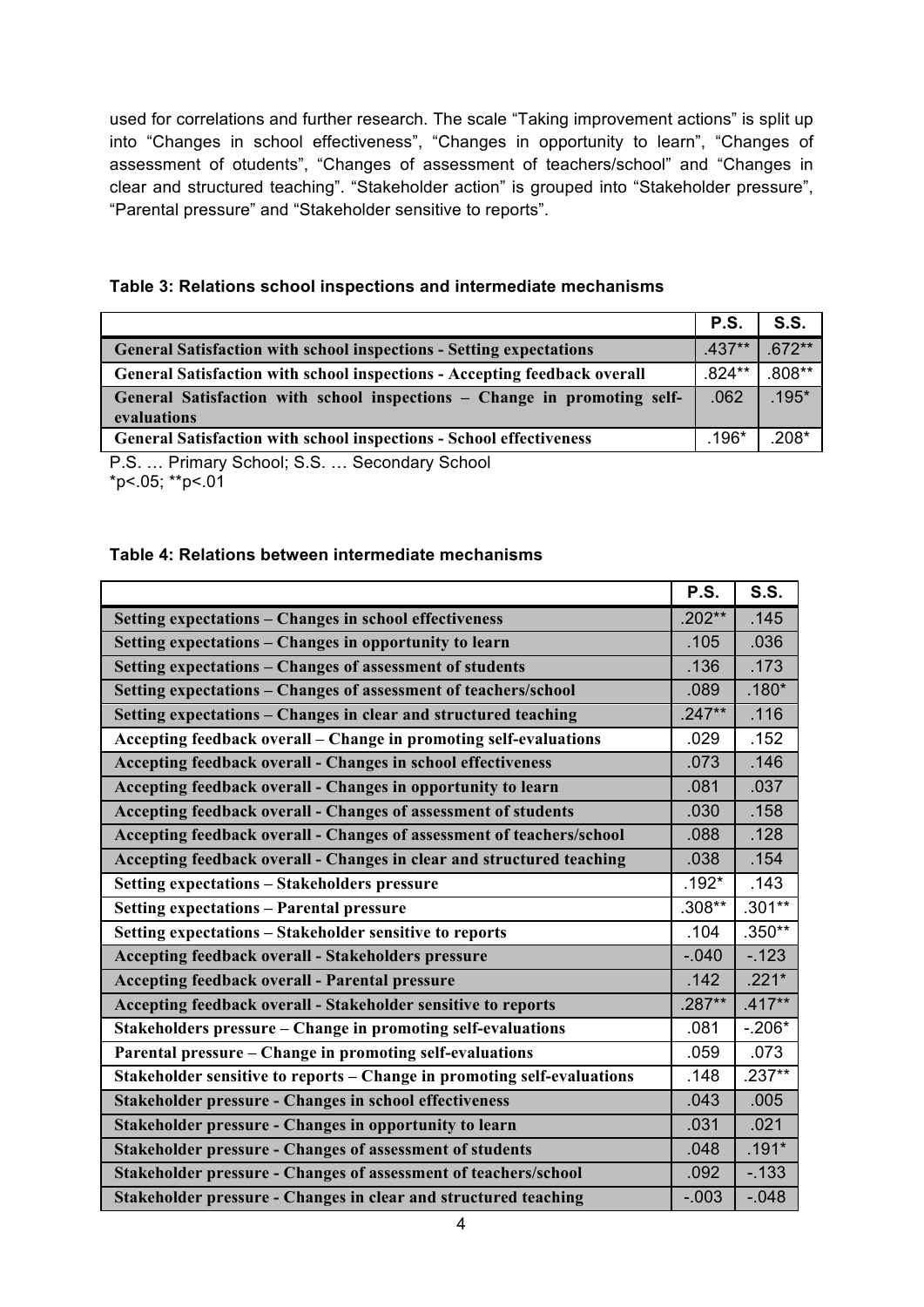used for correlations and further research. The scale “Taking improvement actions” is split up into “Changes in school effectiveness”, “Changes in opportunity to learn”, “Changes of assessment of otudents”, “Changes of assessment of teachers/school” and “Changes in clear and structured teaching”. “Stakeholder action” is grouped into “Stakeholder pressure”, “Parental pressure” and “Stakeholder sensitive to reports”.

**Table 3: Relations school inspections and intermediate mechanisms**

| | P.S. | S.S. |
|---|---|---|
| General Satisfaction with school inspections - Setting expectations | .437** | .672** |
| General Satisfaction with school inspections - Accepting feedback overall | .824** | .808** |
| General Satisfaction with school inspections – Change in promoting self-evaluations | .062 | .195* |
| General Satisfaction with school inspections - School effectiveness | .196* | .208* |

P.S. … Primary School; S.S. … Secondary School
*p<.05; **p<.01

**Table 4: Relations between intermediate mechanisms**

| | P.S. | S.S. |
|---|---|---|
| Setting expectations – Changes in school effectiveness | .202** | .145 |
| Setting expectations – Changes in opportunity to learn | .105 | .036 |
| Setting expectations – Changes of assessment of students | .136 | .173 |
| Setting expectations – Changes of assessment of teachers/school | .089 | .180* |
| Setting expectations – Changes in clear and structured teaching | .247** | .116 |
| Accepting feedback overall – Change in promoting self-evaluations | .029 | .152 |
| Accepting feedback overall - Changes in school effectiveness | .073 | .146 |
| Accepting feedback overall - Changes in opportunity to learn | .081 | .037 |
| Accepting feedback overall - Changes of assessment of students | .030 | .158 |
| Accepting feedback overall - Changes of assessment of teachers/school | .088 | .128 |
| Accepting feedback overall - Changes in clear and structured teaching | .038 | .154 |
| Setting expectations – Stakeholders pressure | .192* | .143 |
| Setting expectations – Parental pressure | .308** | .301** |
| Setting expectations – Stakeholder sensitive to reports | .104 | .350** |
| Accepting feedback overall - Stakeholders pressure | -.040 | -.123 |
| Accepting feedback overall - Parental pressure | .142 | .221* |
| Accepting feedback overall - Stakeholder sensitive to reports | .287** | .417** |
| Stakeholders pressure – Change in promoting self-evaluations | .081 | -.206* |
| Parental pressure – Change in promoting self-evaluations | .059 | .073 |
| Stakeholder sensitive to reports – Change in promoting self-evaluations | .148 | .237** |
| Stakeholder pressure - Changes in school effectiveness | .043 | .005 |
| Stakeholder pressure - Changes in opportunity to learn | .031 | .021 |
| Stakeholder pressure - Changes of assessment of students | .048 | .191* |
| Stakeholder pressure - Changes of assessment of teachers/school | .092 | -.133 |
| Stakeholder pressure - Changes in clear and structured teaching | -.003 | -.048 |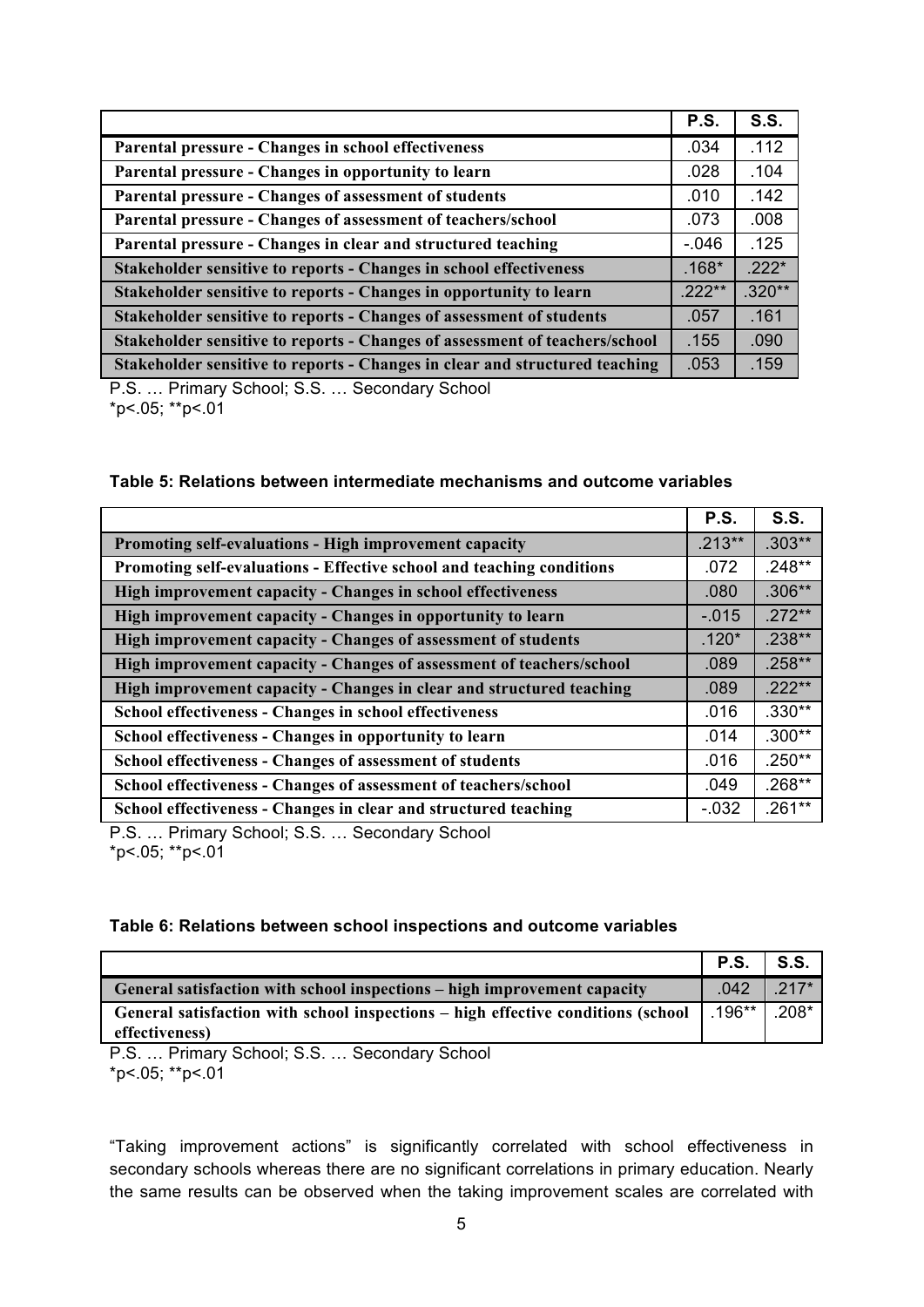| | P.S. | S.S. |
|---|---|---|
| **Parental pressure - Changes in school effectiveness** | .034 | .112 |
| **Parental pressure - Changes in opportunity to learn** | .028 | .104 |
| **Parental pressure - Changes of assessment of students** | .010 | .142 |
| **Parental pressure - Changes of assessment of teachers/school** | .073 | .008 |
| **Parental pressure - Changes in clear and structured teaching** | -.046 | .125 |
| **Stakeholder sensitive to reports - Changes in school effectiveness** | .168* | .222* |
| **Stakeholder sensitive to reports - Changes in opportunity to learn** | .222** | .320** |
| **Stakeholder sensitive to reports - Changes of assessment of students** | .057 | .161 |
| **Stakeholder sensitive to reports - Changes of assessment of teachers/school** | .155 | .090 |
| **Stakeholder sensitive to reports - Changes in clear and structured teaching** | .053 | .159 |

P.S. … Primary School; S.S. … Secondary School
*p<.05; **p<.01

**Table 5: Relations between intermediate mechanisms and outcome variables**

| | P.S. | S.S. |
|---|---|---|
| **Promoting self-evaluations - High improvement capacity** | .213** | .303** |
| **Promoting self-evaluations - Effective school and teaching conditions** | .072 | .248** |
| **High improvement capacity - Changes in school effectiveness** | .080 | .306** |
| **High improvement capacity - Changes in opportunity to learn** | -.015 | .272** |
| **High improvement capacity - Changes of assessment of students** | .120* | .238** |
| **High improvement capacity - Changes of assessment of teachers/school** | .089 | .258** |
| **High improvement capacity - Changes in clear and structured teaching** | .089 | .222** |
| **School effectiveness - Changes in school effectiveness** | .016 | .330** |
| **School effectiveness - Changes in opportunity to learn** | .014 | .300** |
| **School effectiveness - Changes of assessment of students** | .016 | .250** |
| **School effectiveness - Changes of assessment of teachers/school** | .049 | .268** |
| **School effectiveness - Changes in clear and structured teaching** | -.032 | .261** |

P.S. … Primary School; S.S. … Secondary School
*p<.05; **p<.01

**Table 6: Relations between school inspections and outcome variables**

| | P.S. | S.S. |
|---|---|---|
| **General satisfaction with school inspections – high improvement capacity** | .042 | .217* |
| **General satisfaction with school inspections – high effective conditions (school effectiveness)** | .196** | .208* |

P.S. … Primary School; S.S. … Secondary School
*p<.05; **p<.01

"Taking improvement actions" is significantly correlated with school effectiveness in secondary schools whereas there are no significant correlations in primary education. Nearly the same results can be observed when the taking improvement scales are correlated with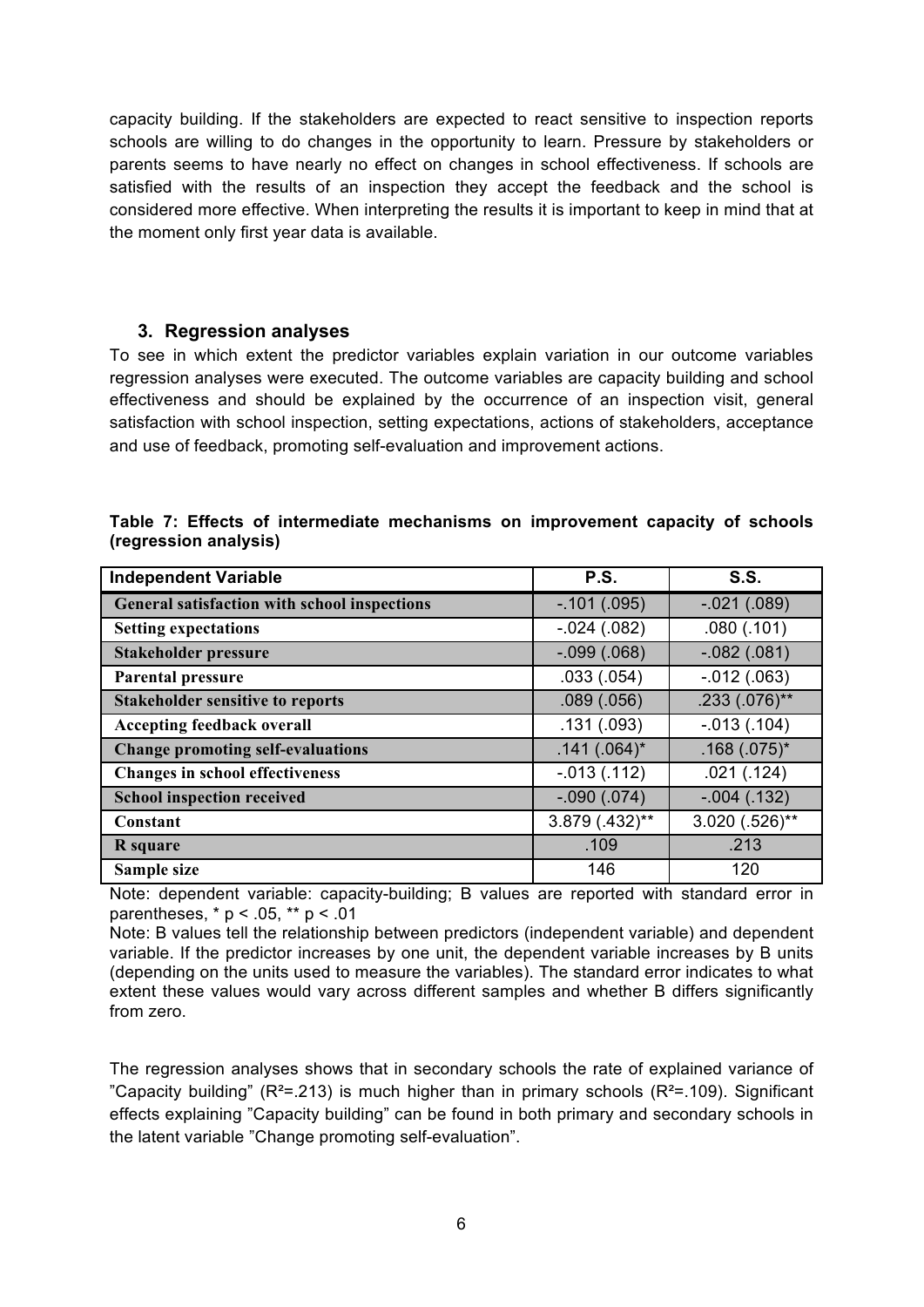capacity building. If the stakeholders are expected to react sensitive to inspection reports schools are willing to do changes in the opportunity to learn. Pressure by stakeholders or parents seems to have nearly no effect on changes in school effectiveness. If schools are satisfied with the results of an inspection they accept the feedback and the school is considered more effective. When interpreting the results it is important to keep in mind that at the moment only first year data is available.

### 3. Regression analyses

To see in which extent the predictor variables explain variation in our outcome variables regression analyses were executed. The outcome variables are capacity building and school effectiveness and should be explained by the occurrence of an inspection visit, general satisfaction with school inspection, setting expectations, actions of stakeholders, acceptance and use of feedback, promoting self-evaluation and improvement actions.

**Table 7: Effects of intermediate mechanisms on improvement capacity of schools (regression analysis)**

| Independent Variable | P.S. | S.S. |
|---|---|---|
| **General satisfaction with school inspections** | -.101 (.095) | -.021 (.089) |
| **Setting expectations** | -.024 (.082) | .080 (.101) |
| **Stakeholder pressure** | -.099 (.068) | -.082 (.081) |
| **Parental pressure** | .033 (.054) | -.012 (.063) |
| **Stakeholder sensitive to reports** | .089 (.056) | .233 (.076)** |
| **Accepting feedback overall** | .131 (.093) | -.013 (.104) |
| **Change promoting self-evaluations** | .141 (.064)* | .168 (.075)* |
| **Changes in school effectiveness** | -.013 (.112) | .021 (.124) |
| **School inspection received** | -.090 (.074) | -.004 (.132) |
| **Constant** | 3.879 (.432)** | 3.020 (.526)** |
| **R square** | .109 | .213 |
| **Sample size** | 146 | 120 |

Note: dependent variable: capacity-building; B values are reported with standard error in parentheses, * $p < .05$, ** $p < .01$

Note: B values tell the relationship between predictors (independent variable) and dependent variable. If the predictor increases by one unit, the dependent variable increases by B units (depending on the units used to measure the variables). The standard error indicates to what extent these values would vary across different samples and whether B differs significantly from zero.

The regression analyses shows that in secondary schools the rate of explained variance of "Capacity building" ($R^2$=.213) is much higher than in primary schools ($R^2$=.109). Significant effects explaining "Capacity building" can be found in both primary and secondary schools in the latent variable "Change promoting self-evaluation".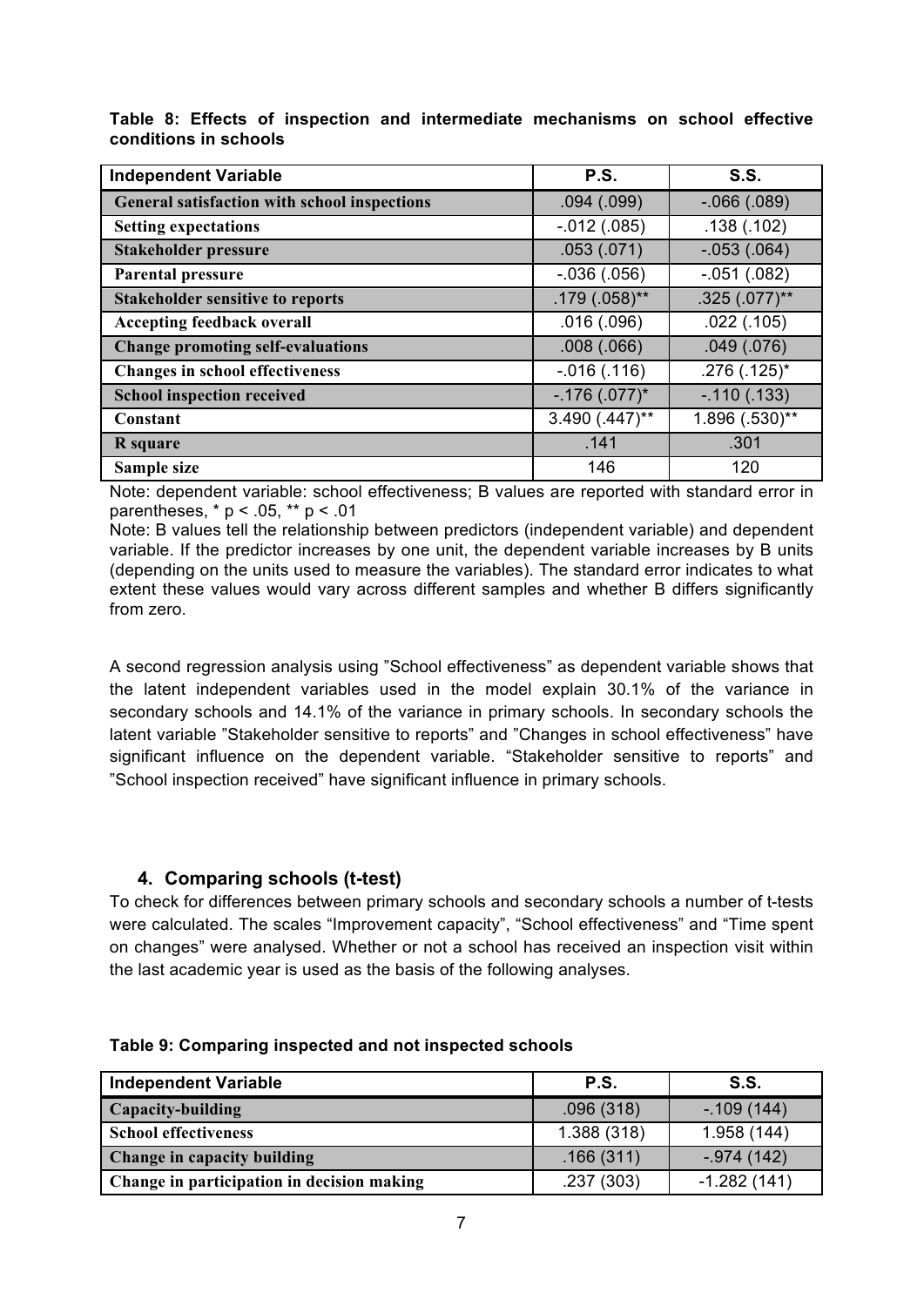**Table 8: Effects of inspection and intermediate mechanisms on school effective conditions in schools**

| Independent Variable | P.S. | S.S. |
|---|---|---|
| General satisfaction with school inspections | .094 (.099) | -.066 (.089) |
| Setting expectations | -.012 (.085) | .138 (.102) |
| Stakeholder pressure | .053 (.071) | -.053 (.064) |
| Parental pressure | -.036 (.056) | -.051 (.082) |
| Stakeholder sensitive to reports | .179 (.058)** | .325 (.077)** |
| Accepting feedback overall | .016 (.096) | .022 (.105) |
| Change promoting self-evaluations | .008 (.066) | .049 (.076) |
| Changes in school effectiveness | -.016 (.116) | .276 (.125)* |
| School inspection received | -.176 (.077)* | -.110 (.133) |
| Constant | 3.490 (.447)** | 1.896 (.530)** |
| R square | .141 | .301 |
| Sample size | 146 | 120 |

Note: dependent variable: school effectiveness; B values are reported with standard error in parentheses, * $p < .05$, ** $p < .01$

Note: B values tell the relationship between predictors (independent variable) and dependent variable. If the predictor increases by one unit, the dependent variable increases by B units (depending on the units used to measure the variables). The standard error indicates to what extent these values would vary across different samples and whether B differs significantly from zero.

A second regression analysis using "School effectiveness" as dependent variable shows that the latent independent variables used in the model explain 30.1% of the variance in secondary schools and 14.1% of the variance in primary schools. In secondary schools the latent variable "Stakeholder sensitive to reports" and "Changes in school effectiveness" have significant influence on the dependent variable. "Stakeholder sensitive to reports" and "School inspection received" have significant influence in primary schools.

## 4. Comparing schools (t-test)

To check for differences between primary schools and secondary schools a number of t-tests were calculated. The scales "Improvement capacity", "School effectiveness" and "Time spent on changes" were analysed. Whether or not a school has received an inspection visit within the last academic year is used as the basis of the following analyses.

**Table 9: Comparing inspected and not inspected schools**

| Independent Variable | P.S. | S.S. |
|---|---|---|
| Capacity-building | .096 (318) | -.109 (144) |
| School effectiveness | 1.388 (318) | 1.958 (144) |
| Change in capacity building | .166 (311) | -.974 (142) |
| Change in participation in decision making | .237 (303) | -1.282 (141) |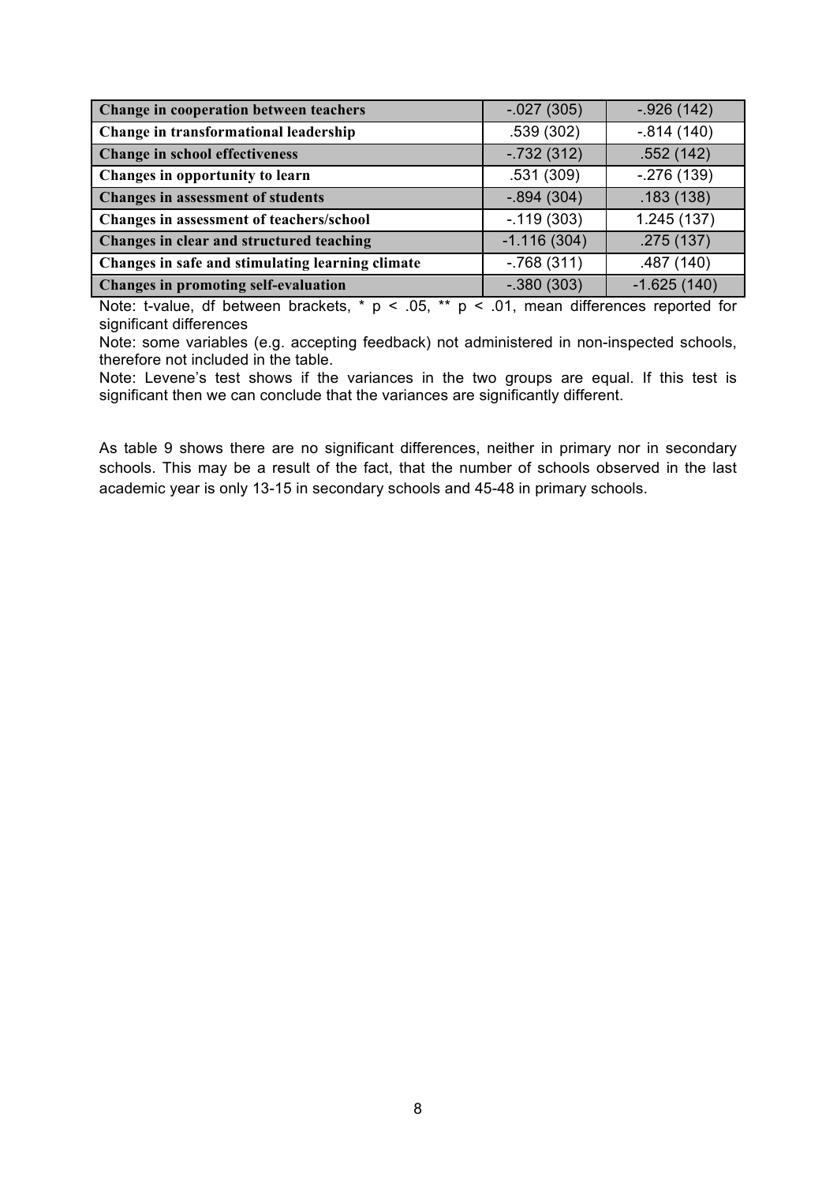| | | |
|---|---|---|
| **Change in cooperation between teachers** | -.027 (305) | -.926 (142) |
| **Change in transformational leadership** | .539 (302) | -.814 (140) |
| **Change in school effectiveness** | -.732 (312) | .552 (142) |
| **Changes in opportunity to learn** | .531 (309) | -.276 (139) |
| **Changes in assessment of students** | -.894 (304) | .183 (138) |
| **Changes in assessment of teachers/school** | -.119 (303) | 1.245 (137) |
| **Changes in clear and structured teaching** | -1.116 (304) | .275 (137) |
| **Changes in safe and stimulating learning climate** | -.768 (311) | .487 (140) |
| **Changes in promoting self-evaluation** | -.380 (303) | -1.625 (140) |

Note: t-value, df between brackets, * $p < .05$, ** $p < .01$, mean differences reported for significant differences

Note: some variables (e.g. accepting feedback) not administered in non-inspected schools, therefore not included in the table.

Note: Levene's test shows if the variances in the two groups are equal. If this test is significant then we can conclude that the variances are significantly different.

As table 9 shows there are no significant differences, neither in primary nor in secondary schools. This may be a result of the fact, that the number of schools observed in the last academic year is only 13-15 in secondary schools and 45-48 in primary schools.